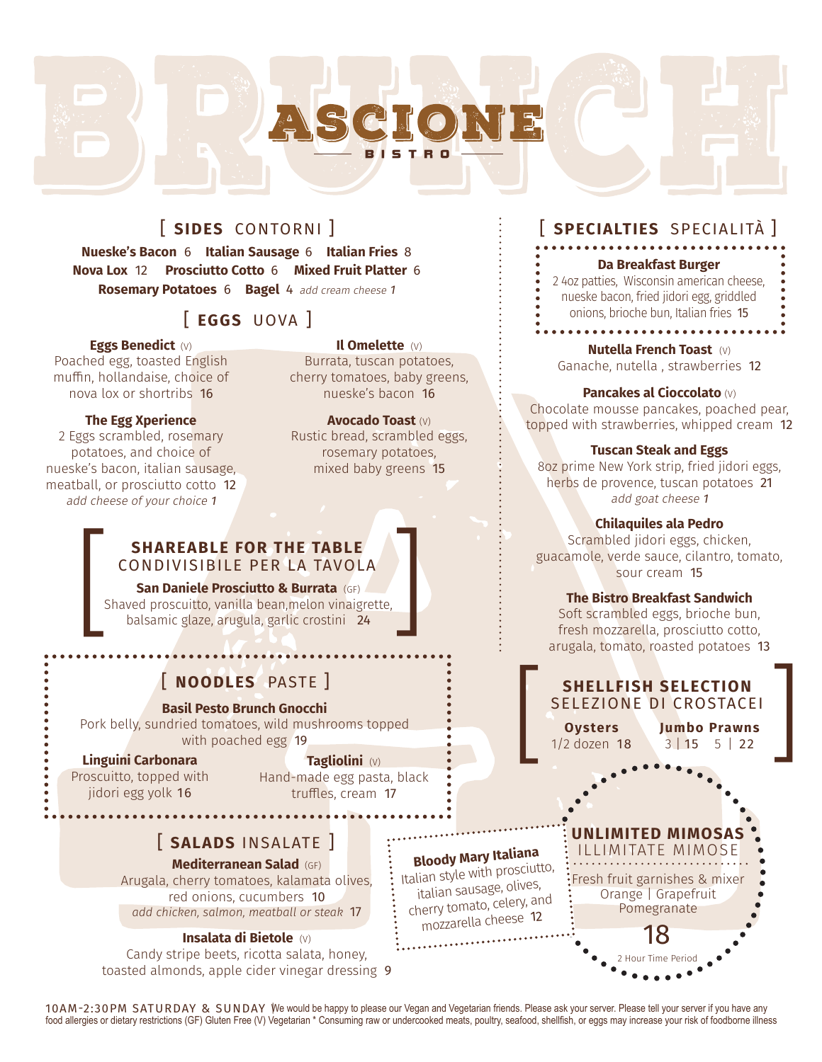# BRUNCH

# ASCIONE BISTRO

## [ SIDES CONTORNI ]

**Nueske's Bacon** 6 **Italian Sausage** 6 **Italian Fries** 8
**Nova Lox** 12 **Prosciutto Cotto** 6 **Mixed Fruit Platter** 6
**Rosemary Potatoes** 6 **Bagel** 4 *add cream cheese 1*

## [ EGGS UOVA ]

**Eggs Benedict** (V)
Poached egg, toasted English muffin, hollandaise, choice of nova lox or shortribs 16

**The Egg Xperience**
2 Eggs scrambled, rosemary potatoes, and choice of nueske's bacon, italian sausage, meatball, or prosciutto cotto 12
*add cheese of your choice 1*

**Il Omelette** (V)
Burrata, tuscan potatoes, cherry tomatoes, baby greens, nueske's bacon 16

**Avocado Toast** (V)
Rustic bread, scrambled eggs, rosemary potatoes, mixed baby greens 15

## [ SHAREABLE FOR THE TABLE CONDIVISIBILE PER LA TAVOLA ]

**San Daniele Prosciutto & Burrata** (GF)
Shaved proscuitto, vanilla bean,melon vinaigrette, balsamic glaze, arugula, garlic crostini 24

## [ NOODLES PASTE ]

**Basil Pesto Brunch Gnocchi**
Pork belly, sundried tomatoes, wild mushrooms topped with poached egg 19

**Linguini Carbonara**
Proscuitto, topped with jidori egg yolk 16

**Tagliolini** (V)
Hand-made egg pasta, black truffles, cream 17

## [ SALADS INSALATE ]

**Mediterranean Salad** (GF)
Arugala, cherry tomatoes, kalamata olives, red onions, cucumbers 10
*add chicken, salmon, meatball or steak* 17

**Insalata di Bietole** (V)
Candy stripe beets, ricotta salata, honey, toasted almonds, apple cider vinegar dressing 9

## [ SPECIALTIES SPECIALITÀ ]

**Da Breakfast Burger**
2 4oz patties, Wisconsin american cheese, nueske bacon, fried jidori egg, griddled onions, brioche bun, Italian fries 15

**Nutella French Toast** (V)
Ganache, nutella , strawberries 12

**Pancakes al Cioccolato** (V)
Chocolate mousse pancakes, poached pear, topped with strawberries, whipped cream 12

**Tuscan Steak and Eggs**
8oz prime New York strip, fried jidori eggs, herbs de provence, tuscan potatoes 21
*add goat cheese 1*

**Chilaquiles ala Pedro**
Scrambled jidori eggs, chicken, guacamole, verde sauce, cilantro, tomato, sour cream 15

**The Bistro Breakfast Sandwich**
Soft scrambled eggs, brioche bun, fresh mozzarella, prosciutto cotto, arugala, tomato, roasted potatoes 13

## [ SHELLFISH SELECTION SELEZIONE DI CROSTACEI ]

**Oysters**
1/2 dozen 18

**Jumbo Prawns**
3 | 15 5 | 22

**Bloody Mary Italiana**
Italian style with prosciutto, italian sausage, olives, cherry tomato, celery, and mozzarella cheese 12

## UNLIMITED MIMOSAS ILLIMITATE MIMOSE

Fresh fruit garnishes & mixer
Orange | Grapefruit
Pomegranate

18

2 Hour Time Period

10AM-2:30PM SATURDAY & SUNDAY | We would be happy to please our Vegan and Vegetarian friends. Please ask your server. Please tell your server if you have any food allergies or dietary restrictions (GF) Gluten Free (V) Vegetarian * Consuming raw or undercooked meats, poultry, seafood, shellfish, or eggs may increase your risk of foodborne illness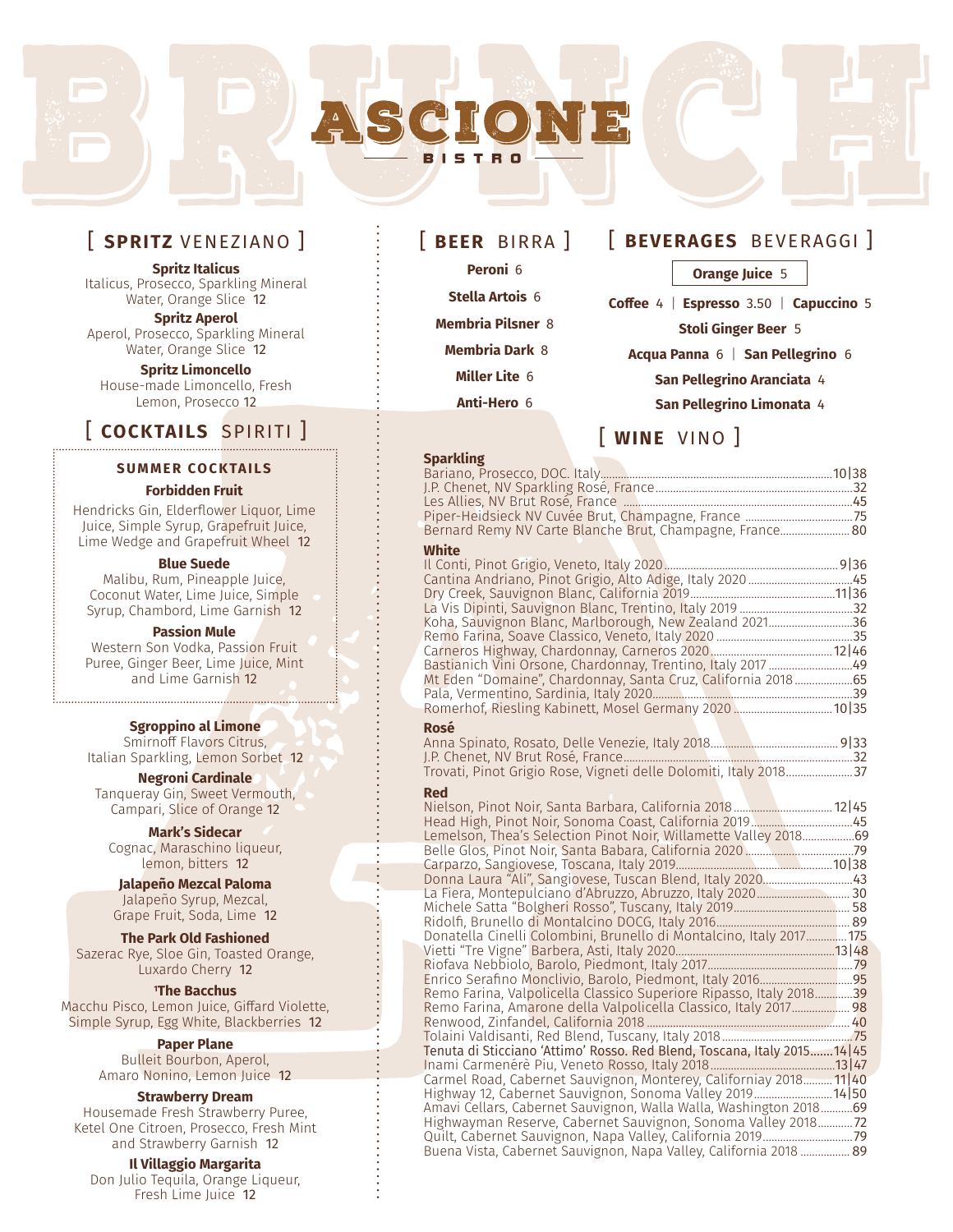# BRUNCH

# ASCIONE

BISTRO

## [ SPRITZ VENEZIANO ]

**Spritz Italicus**
Italicus, Prosecco, Sparkling Mineral Water, Orange Slice 12

**Spritz Aperol**
Aperol, Prosecco, Sparkling Mineral Water, Orange Slice 12

**Spritz Limoncello**
House-made Limoncello, Fresh Lemon, Prosecco 12

## [ COCKTAILS SPIRITI ]

### SUMMER COCKTAILS

**Forbidden Fruit**
Hendricks Gin, Elderflower Liquor, Lime Juice, Simple Syrup, Grapefruit Juice, Lime Wedge and Grapefruit Wheel 12

**Blue Suede**
Malibu, Rum, Pineapple Juice, Coconut Water, Lime Juice, Simple Syrup, Chambord, Lime Garnish 12

**Passion Mule**
Western Son Vodka, Passion Fruit Puree, Ginger Beer, Lime Juice, Mint and Lime Garnish 12

**Sgroppino al Limone**
Smirnoff Flavors Citrus, Italian Sparkling, Lemon Sorbet 12

**Negroni Cardinale**
Tanqueray Gin, Sweet Vermouth, Campari, Slice of Orange 12

**Mark's Sidecar**
Cognac, Maraschino liqueur, lemon, bitters 12

**Jalapeño Mezcal Paloma**
Jalapeño Syrup, Mezcal, Grape Fruit, Soda, Lime 12

**The Park Old Fashioned**
Sazerac Rye, Sloe Gin, Toasted Orange, Luxardo Cherry 12

**[1]The Bacchus**
Macchu Pisco, Lemon Juice, Giffard Violette, Simple Syrup, Egg White, Blackberries 12

**Paper Plane**
Bulleit Bourbon, Aperol, Amaro Nonino, Lemon Juice 12

**Strawberry Dream**
Housemade Fresh Strawberry Puree, Ketel One Citroen, Prosecco, Fresh Mint and Strawberry Garnish 12

**Il Villaggio Margarita**
Don Julio Tequila, Orange Liqueur, Fresh Lime Juice 12

## [ BEER BIRRA ]

**Peroni** 6

**Stella Artois** 6

**Membria Pilsner** 8

**Membria Dark** 8

**Miller Lite** 6

**Anti-Hero** 6

## [ BEVERAGES BEVERAGGI ]

**Orange Juice** 5

**Coffee** 4 | **Espresso** 3.50 | **Capuccino** 5

**Stoli Ginger Beer** 5

**Acqua Panna** 6 | **San Pellegrino** 6

**San Pellegrino Aranciata** 4

**San Pellegrino Limonata** 4

## [ WINE VINO ]

### Sparkling

- Bariano, Prosecco, DOC. Italy .... 10|38
- J.P. Chenet, NV Sparkling Rosé, France .... 32
- Les Allies, NV Brut Rosé, France .... 45
- Piper-Heidsieck NV Cuvée Brut, Champagne, France .... 75
- Bernard Remy NV Carte Blanche Brut, Champagne, France .... 80

### White

- Il Conti, Pinot Grigio, Veneto, Italy 2020 .... 9|36
- Cantina Andriano, Pinot Grigio, Alto Adige, Italy 2020 .... 45
- Dry Creek, Sauvignon Blanc, California 2019 .... 11|36
- La Vis Dipinti, Sauvignon Blanc, Trentino, Italy 2019 .... 32
- Koha, Sauvignon Blanc, Marlborough, New Zealand 2021 .... 36
- Remo Farina, Soave Classico, Veneto, Italy 2020 .... 35
- Carneros Highway, Chardonnay, Carneros 2020 .... 12|46
- Bastianich Vini Orsone, Chardonnay, Trentino, Italy 2017 .... 49
- Mt Eden "Domaine", Chardonnay, Santa Cruz, California 2018 .... 65
- Pala, Vermentino, Sardinia, Italy 2020 .... 39
- Romerhof, Riesling Kabinett, Mosel Germany 2020 .... 10|35

### Rosé

- Anna Spinato, Rosato, Delle Venezie, Italy 2018 .... 9|33
- J.P. Chenet, NV Brut Rosé, France .... 32
- Trovati, Pinot Grigio Rose, Vigneti delle Dolomiti, Italy 2018 .... 37

### Red

- Nielson, Pinot Noir, Santa Barbara, California 2018 .... 12|45
- Head High, Pinot Noir, Sonoma Coast, California 2019 .... 45
- Lemelson, Thea's Selection Pinot Noir, Willamette Valley 2018 .... 69
- Belle Glos, Pinot Noir, Santa Babara, California 2020 .... 79
- Carparzo, Sangiovese, Toscana, Italy 2019 .... 10|38
- Donna Laura "Ali", Sangiovese, Tuscan Blend, Italy 2020 .... 43
- La Fiera, Montepulciano d'Abruzzo, Abruzzo, Italy 2020 .... 30
- Michele Satta "Bolgheri Rosso", Tuscany, Italy 2019 .... 58
- Ridolfi, Brunello di Montalcino DOCG, Italy 2016 .... 89
- Donatella Cinelli Colombini, Brunello di Montalcino, Italy 2017 .... 175
- Vietti "Tre Vigne" Barbera, Asti, Italy 2020 .... 13|48
- Riofava Nebbiolo, Barolo, Piedmont, Italy 2017 .... 79
- Enrico Serafino Monclivio, Barolo, Piedmont, Italy 2016 .... 95
- Remo Farina, Valpolicella Classico Superiore Ripasso, Italy 2018 .... 39
- Remo Farina, Amarone della Valpolicella Classico, Italy 2017 .... 98
- Renwood, Zinfandel, California 2018 .... 40
- Tolaini Valdisanti, Red Blend, Tuscany, Italy 2018 .... 75
- Tenuta di Sticciano 'Attimo' Rosso. Red Blend, Toscana, Italy 2015 .... 14|45
- Inami Carmenérè Piu, Veneto Rosso, Italy 2018 .... 13|47
- Carmel Road, Cabernet Sauvignon, Monterey, Californiay 2018 .... 11|40
- Highway 12, Cabernet Sauvignon, Sonoma Valley 2019 .... 14|50
- Amavi Cellars, Cabernet Sauvignon, Walla Walla, Washington 2018 .... 69
- Highwayman Reserve, Cabernet Sauvignon, Sonoma Valley 2018 .... 72
- Quilt, Cabernet Sauvignon, Napa Valley, California 2019 .... 79
- Buena Vista, Cabernet Sauvignon, Napa Valley, California 2018 .... 89